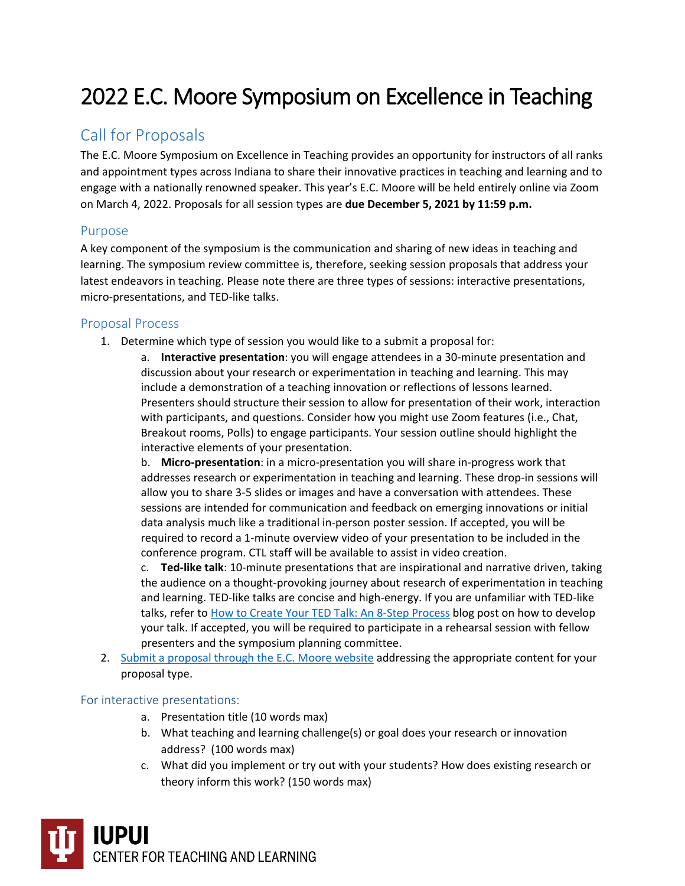# 2022 E.C. Moore Symposium on Excellence in Teaching

## Call for Proposals

The E.C. Moore Symposium on Excellence in Teaching provides an opportunity for instructors of all ranks and appointment types across Indiana to share their innovative practices in teaching and learning and to engage with a nationally renowned speaker. This year's E.C. Moore will be held entirely online via Zoom on March 4, 2022. Proposals for all session types are **due December 5, 2021 by 11:59 p.m.**

### Purpose

A key component of the symposium is the communication and sharing of new ideas in teaching and learning. The symposium review committee is, therefore, seeking session proposals that address your latest endeavors in teaching. Please note there are three types of sessions: interactive presentations, micro-presentations, and TED-like talks.

### Proposal Process

1. Determine which type of session you would like to a submit a proposal for:
   a. **Interactive presentation**: you will engage attendees in a 30-minute presentation and discussion about your research or experimentation in teaching and learning. This may include a demonstration of a teaching innovation or reflections of lessons learned. Presenters should structure their session to allow for presentation of their work, interaction with participants, and questions. Consider how you might use Zoom features (i.e., Chat, Breakout rooms, Polls) to engage participants. Your session outline should highlight the interactive elements of your presentation.
   b. **Micro-presentation**: in a micro-presentation you will share in-progress work that addresses research or experimentation in teaching and learning. These drop-in sessions will allow you to share 3-5 slides or images and have a conversation with attendees. These sessions are intended for communication and feedback on emerging innovations or initial data analysis much like a traditional in-person poster session. If accepted, you will be required to record a 1-minute overview video of your presentation to be included in the conference program. CTL staff will be available to assist in video creation.
   c. **Ted-like talk**: 10-minute presentations that are inspirational and narrative driven, taking the audience on a thought-provoking journey about research of experimentation in teaching and learning. TED-like talks are concise and high-energy. If you are unfamiliar with TED-like talks, refer to How to Create Your TED Talk: An 8-Step Process blog post on how to develop your talk. If accepted, you will be required to participate in a rehearsal session with fellow presenters and the symposium planning committee.
2. Submit a proposal through the E.C. Moore website addressing the appropriate content for your proposal type.

### For interactive presentations:

a. Presentation title (10 words max)
b. What teaching and learning challenge(s) or goal does your research or innovation address? (100 words max)
c. What did you implement or try out with your students? How does existing research or theory inform this work? (150 words max)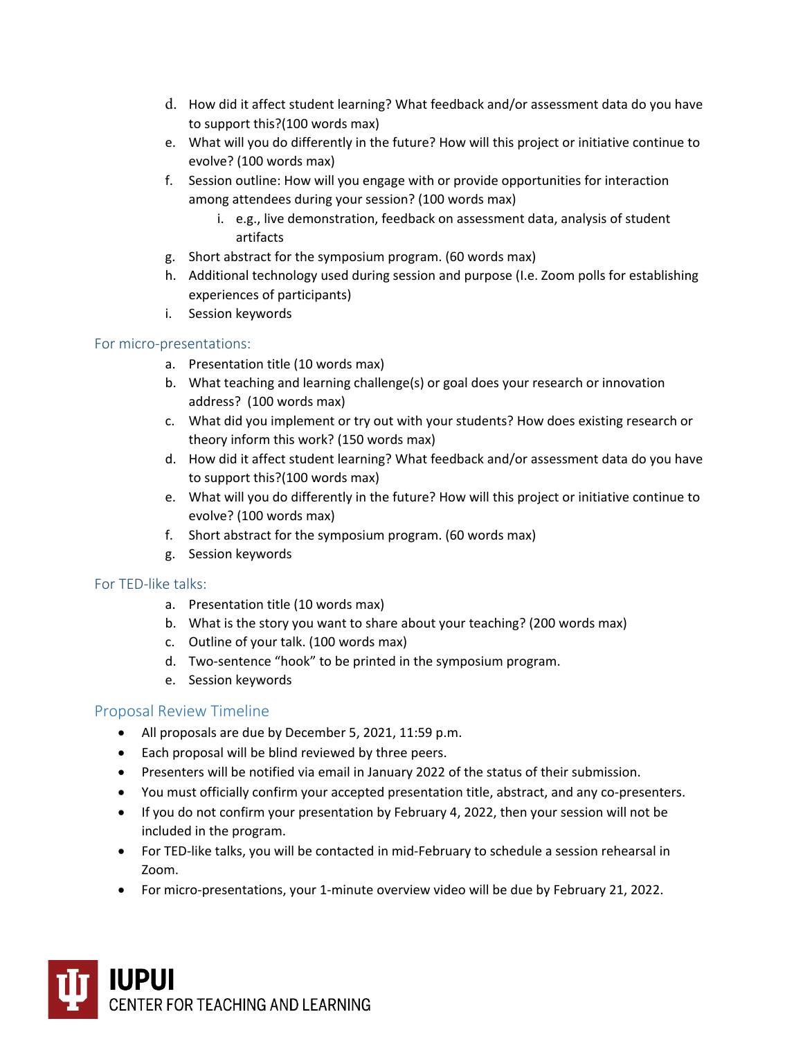d. How did it affect student learning? What feedback and/or assessment data do you have to support this?(100 words max)
e. What will you do differently in the future? How will this project or initiative continue to evolve? (100 words max)
f. Session outline: How will you engage with or provide opportunities for interaction among attendees during your session? (100 words max)
    i. e.g., live demonstration, feedback on assessment data, analysis of student artifacts
g. Short abstract for the symposium program. (60 words max)
h. Additional technology used during session and purpose (I.e. Zoom polls for establishing experiences of participants)
i. Session keywords

### For micro-presentations:

a. Presentation title (10 words max)
b. What teaching and learning challenge(s) or goal does your research or innovation address? (100 words max)
c. What did you implement or try out with your students? How does existing research or theory inform this work? (150 words max)
d. How did it affect student learning? What feedback and/or assessment data do you have to support this?(100 words max)
e. What will you do differently in the future? How will this project or initiative continue to evolve? (100 words max)
f. Short abstract for the symposium program. (60 words max)
g. Session keywords

### For TED-like talks:

a. Presentation title (10 words max)
b. What is the story you want to share about your teaching? (200 words max)
c. Outline of your talk. (100 words max)
d. Two-sentence "hook" to be printed in the symposium program.
e. Session keywords

## Proposal Review Timeline

- All proposals are due by December 5, 2021, 11:59 p.m.
- Each proposal will be blind reviewed by three peers.
- Presenters will be notified via email in January 2022 of the status of their submission.
- You must officially confirm your accepted presentation title, abstract, and any co-presenters.
- If you do not confirm your presentation by February 4, 2022, then your session will not be included in the program.
- For TED-like talks, you will be contacted in mid-February to schedule a session rehearsal in Zoom.
- For micro-presentations, your 1-minute overview video will be due by February 21, 2022.

IUPUI
CENTER FOR TEACHING AND LEARNING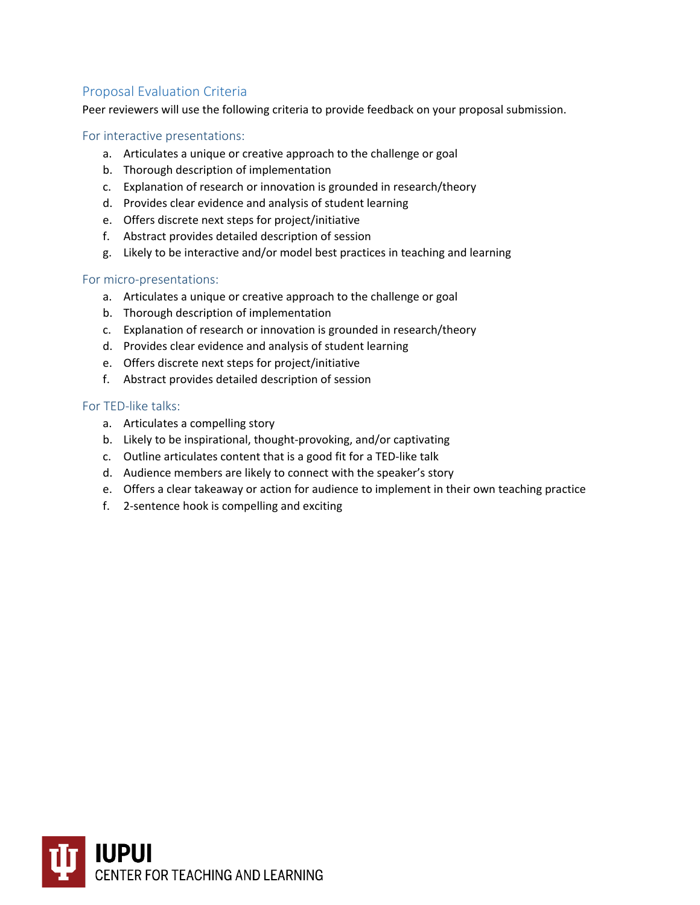## Proposal Evaluation Criteria

Peer reviewers will use the following criteria to provide feedback on your proposal submission.

### For interactive presentations:

a. Articulates a unique or creative approach to the challenge or goal
b. Thorough description of implementation
c. Explanation of research or innovation is grounded in research/theory
d. Provides clear evidence and analysis of student learning
e. Offers discrete next steps for project/initiative
f. Abstract provides detailed description of session
g. Likely to be interactive and/or model best practices in teaching and learning

### For micro-presentations:

a. Articulates a unique or creative approach to the challenge or goal
b. Thorough description of implementation
c. Explanation of research or innovation is grounded in research/theory
d. Provides clear evidence and analysis of student learning
e. Offers discrete next steps for project/initiative
f. Abstract provides detailed description of session

### For TED-like talks:

a. Articulates a compelling story
b. Likely to be inspirational, thought-provoking, and/or captivating
c. Outline articulates content that is a good fit for a TED-like talk
d. Audience members are likely to connect with the speaker's story
e. Offers a clear takeaway or action for audience to implement in their own teaching practice
f. 2-sentence hook is compelling and exciting

IUPUI
CENTER FOR TEACHING AND LEARNING